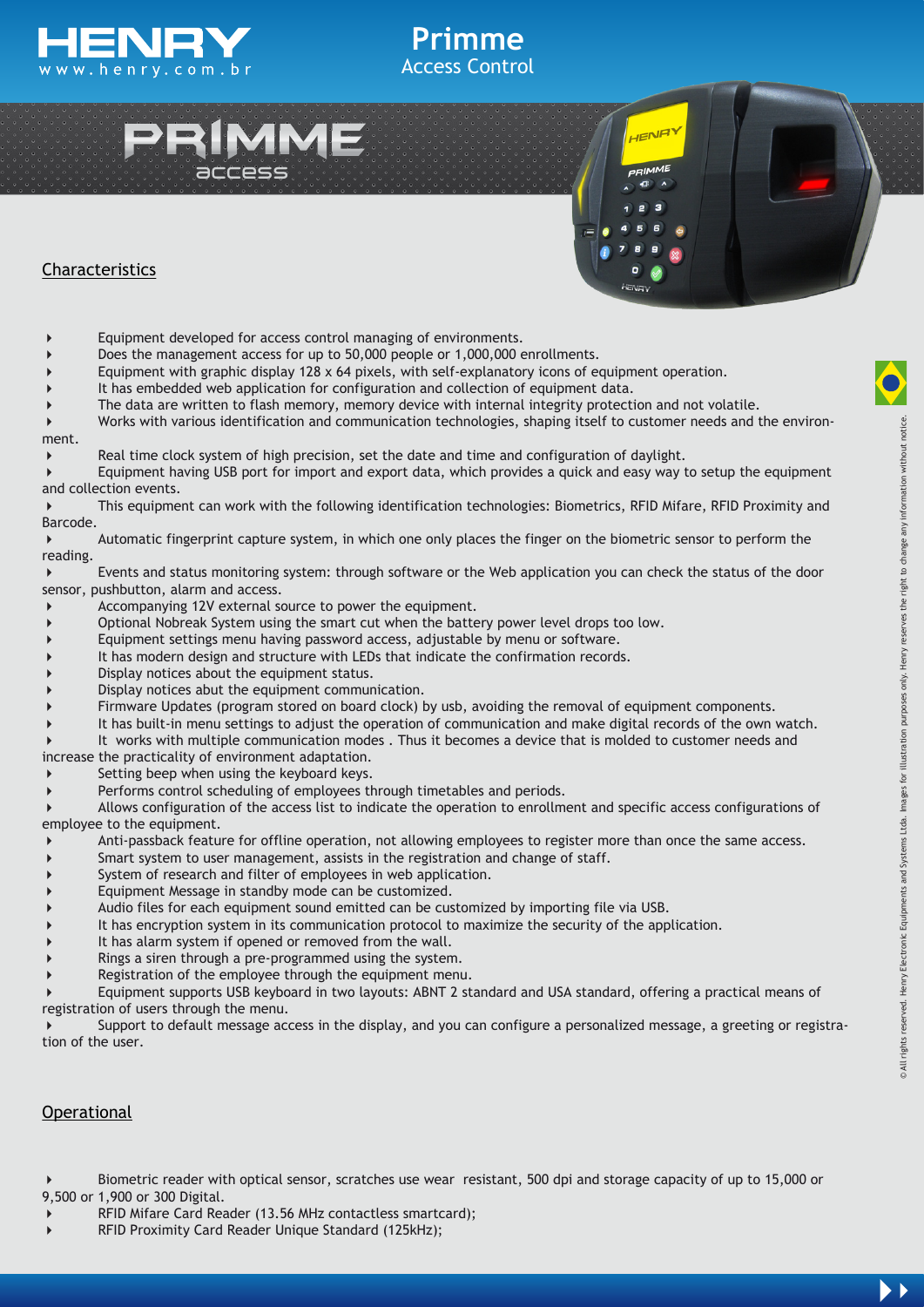# Primme
## Access Control

HENRY
www.henry.com.br

PRIMME access

## Characteristics

- Equipment developed for access control managing of environments.
- Does the management access for up to 50,000 people or 1,000,000 enrollments.
- Equipment with graphic display 128 x 64 pixels, with self-explanatory icons of equipment operation.
- It has embedded web application for configuration and collection of equipment data.
- The data are written to flash memory, memory device with internal integrity protection and not volatile.
- Works with various identification and communication technologies, shaping itself to customer needs and the environment.
- Real time clock system of high precision, set the date and time and configuration of daylight.
- Equipment having USB port for import and export data, which provides a quick and easy way to setup the equipment and collection events.
- This equipment can work with the following identification technologies: Biometrics, RFID Mifare, RFID Proximity and Barcode.
- Automatic fingerprint capture system, in which one only places the finger on the biometric sensor to perform the reading.
- Events and status monitoring system: through software or the Web application you can check the status of the door sensor, pushbutton, alarm and access.
- Accompanying 12V external source to power the equipment.
- Optional Nobreak System using the smart cut when the battery power level drops too low.
- Equipment settings menu having password access, adjustable by menu or software.
- It has modern design and structure with LEDs that indicate the confirmation records.
- Display notices about the equipment status.
- Display notices abut the equipment communication.
- Firmware Updates (program stored on board clock) by usb, avoiding the removal of equipment components.
- It has built-in menu settings to adjust the operation of communication and make digital records of the own watch.
- It works with multiple communication modes . Thus it becomes a device that is molded to customer needs and increase the practicality of environment adaptation.
- Setting beep when using the keyboard keys.
- Performs control scheduling of employees through timetables and periods.
- Allows configuration of the access list to indicate the operation to enrollment and specific access configurations of employee to the equipment.
- Anti-passback feature for offline operation, not allowing employees to register more than once the same access.
- Smart system to user management, assists in the registration and change of staff.
- System of research and filter of employees in web application.
- Equipment Message in standby mode can be customized.
- Audio files for each equipment sound emitted can be customized by importing file via USB.
- It has encryption system in its communication protocol to maximize the security of the application.
- It has alarm system if opened or removed from the wall.
- Rings a siren through a pre-programmed using the system.
- Registration of the employee through the equipment menu.
- Equipment supports USB keyboard in two layouts: ABNT 2 standard and USA standard, offering a practical means of registration of users through the menu.
- Support to default message access in the display, and you can configure a personalized message, a greeting or registration of the user.

## Operational

- Biometric reader with optical sensor, scratches use wear resistant, 500 dpi and storage capacity of up to 15,000 or 9,500 or 1,900 or 300 Digital.
- RFID Mifare Card Reader (13.56 MHz contactless smartcard);
- RFID Proximity Card Reader Unique Standard (125kHz);

©All rights reserved. Henry Electronic Equipments and Systems Ltda. Images for illustration purposes only. Henry reserves the right to change any information without notice.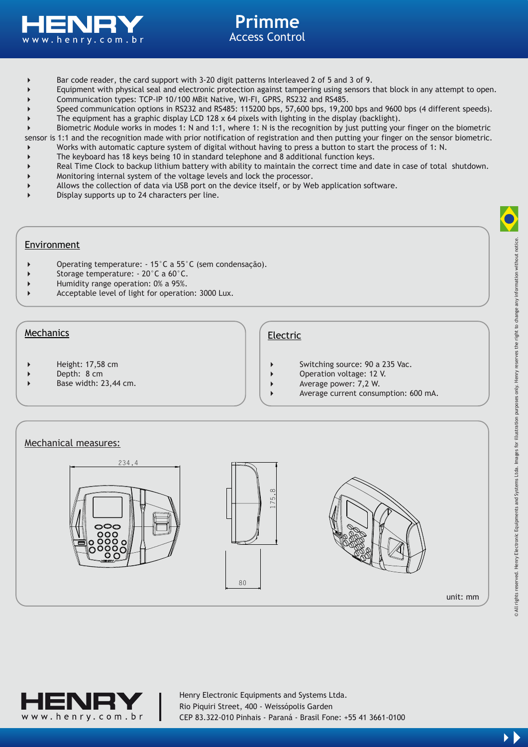- Bar code reader, the card support with 3-20 digit patterns Interleaved 2 of 5 and 3 of 9.
- Equipment with physical seal and electronic protection against tampering using sensors that block in any attempt to open.
- Communication types: TCP-IP 10/100 MBit Native, WI-FI, GPRS, RS232 and RS485.
- Speed communication options in RS232 and RS485: 115200 bps, 57,600 bps, 19,200 bps and 9600 bps (4 different speeds).
- The equipment has a graphic display LCD 128 x 64 pixels with lighting in the display (backlight).
- Biometric Module works in modes 1: N and 1:1, where 1: N is the recognition by just putting your finger on the biometric sensor is 1:1 and the recognition made with prior notification of registration and then putting your finger on the sensor biometric.
- Works with automatic capture system of digital without having to press a button to start the process of 1: N.
- The keyboard has 18 keys being 10 in standard telephone and 8 additional function keys.
- Real Time Clock to backup lithium battery with ability to maintain the correct time and date in case of total shutdown.
- Monitoring internal system of the voltage levels and lock the processor.
- Allows the collection of data via USB port on the device itself, or by Web application software.
- Display supports up to 24 characters per line.

## Environment

- Operating temperature: - 15°C a 55°C (sem condensação).
- Storage temperature: - 20°C a 60°C.
- Humidity range operation: 0% a 95%.
- Acceptable level of light for operation: 3000 Lux.

## Mechanics

- Height: 17,58 cm
- Depth: 8 cm
- Base width: 23,44 cm.

## Electric

- Switching source: 90 a 235 Vac.
- Operation voltage: 12 V.
- Average power: 7,2 W.
- Average current consumption: 600 mA.

## Mechanical measures:

234,4

175,8

80

unit: mm

© All rights reserved. Henry Electronic Equipments and Systems Ltda. Images for illustration purposes only. Henry reserves the right to change any information without notice.

HENRY
www.henry.com.br

Henry Electronic Equipments and Systems Ltda.
Rio Piquiri Street, 400 - Weissópolis Garden
CEP 83.322-010 Pinhais - Paraná - Brasil Fone: +55 41 3661-0100